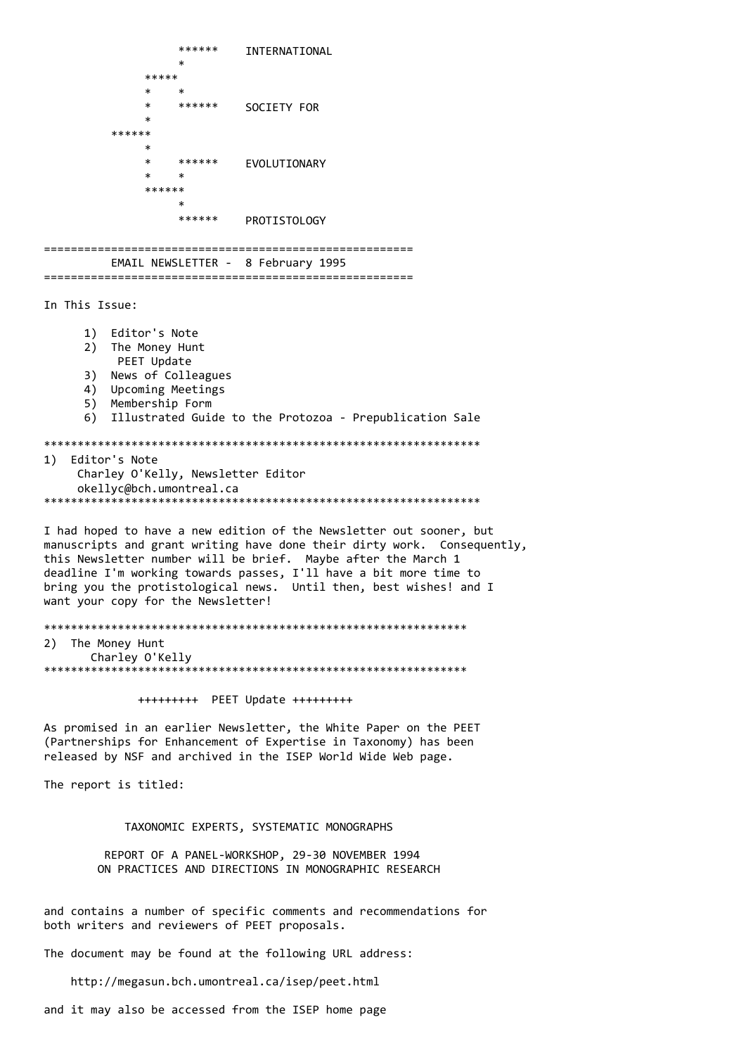```
                    ******    INTERNATIONAL
                    *
               *****
               *    *
               *    ******    SOCIETY FOR
               *
          ******
               *
               *    ******    EVOLUTIONARY
               *    *
               ******
                    *
                    ******    PROTISTOLOGY
```

# EMAIL NEWSLETTER - 8 February 1995

In This Issue:

1) Editor's Note
2) The Money Hunt
   PEET Update
3) News of Colleagues
4) Upcoming Meetings
5) Membership Form
6) Illustrated Guide to the Protozoa - Prepublication Sale

## 1) Editor's Note

Charley O'Kelly, Newsletter Editor
okellyc@bch.umontreal.ca

I had hoped to have a new edition of the Newsletter out sooner, but manuscripts and grant writing have done their dirty work. Consequently, this Newsletter number will be brief. Maybe after the March 1 deadline I'm working towards passes, I'll have a bit more time to bring you the protistological news. Until then, best wishes! and I want your copy for the Newsletter!

## 2) The Money Hunt

Charley O'Kelly

### +++++++++ PEET Update +++++++++

As promised in an earlier Newsletter, the White Paper on the PEET (Partnerships for Enhancement of Expertise in Taxonomy) has been released by NSF and archived in the ISEP World Wide Web page.

The report is titled:

TAXONOMIC EXPERTS, SYSTEMATIC MONOGRAPHS

REPORT OF A PANEL-WORKSHOP, 29-30 NOVEMBER 1994
ON PRACTICES AND DIRECTIONS IN MONOGRAPHIC RESEARCH

and contains a number of specific comments and recommendations for both writers and reviewers of PEET proposals.

The document may be found at the following URL address:

http://megasun.bch.umontreal.ca/isep/peet.html

and it may also be accessed from the ISEP home page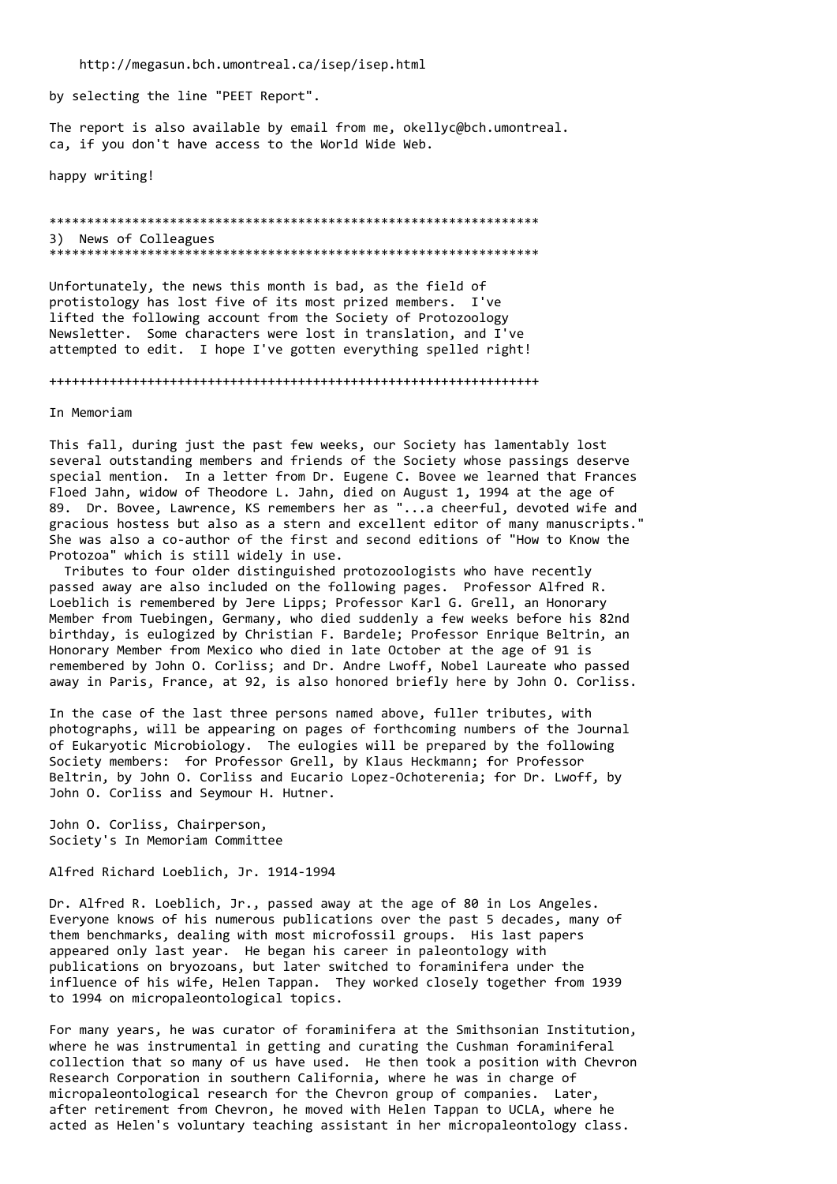http://megasun.bch.umontreal.ca/isep/isep.html

by selecting the line "PEET Report".

The report is also available by email from me, okellyc@bch.umontreal.ca, if you don't have access to the World Wide Web.

happy writing!

*****************************************************************

## 3) News of Colleagues

*****************************************************************

Unfortunately, the news this month is bad, as the field of protistology has lost five of its most prized members. I've lifted the following account from the Society of Protozoology Newsletter. Some characters were lost in translation, and I've attempted to edit. I hope I've gotten everything spelled right!

+++++++++++++++++++++++++++++++++++++++++++++++++++++++++++++++++

### In Memoriam

This fall, during just the past few weeks, our Society has lamentably lost several outstanding members and friends of the Society whose passings deserve special mention. In a letter from Dr. Eugene C. Bovee we learned that Frances Floed Jahn, widow of Theodore L. Jahn, died on August 1, 1994 at the age of 89. Dr. Bovee, Lawrence, KS remembers her as "...a cheerful, devoted wife and gracious hostess but also as a stern and excellent editor of many manuscripts." She was also a co-author of the first and second editions of "How to Know the Protozoa" which is still widely in use.

Tributes to four older distinguished protozoologists who have recently passed away are also included on the following pages. Professor Alfred R. Loeblich is remembered by Jere Lipps; Professor Karl G. Grell, an Honorary Member from Tuebingen, Germany, who died suddenly a few weeks before his 82nd birthday, is eulogized by Christian F. Bardele; Professor Enrique Beltrin, an Honorary Member from Mexico who died in late October at the age of 91 is remembered by John O. Corliss; and Dr. Andre Lwoff, Nobel Laureate who passed away in Paris, France, at 92, is also honored briefly here by John O. Corliss.

In the case of the last three persons named above, fuller tributes, with photographs, will be appearing on pages of forthcoming numbers of the Journal of Eukaryotic Microbiology. The eulogies will be prepared by the following Society members: for Professor Grell, by Klaus Heckmann; for Professor Beltrin, by John O. Corliss and Eucario Lopez-Ochoterenia; for Dr. Lwoff, by John O. Corliss and Seymour H. Hutner.

John O. Corliss, Chairperson,
Society's In Memoriam Committee

### Alfred Richard Loeblich, Jr. 1914-1994

Dr. Alfred R. Loeblich, Jr., passed away at the age of 80 in Los Angeles. Everyone knows of his numerous publications over the past 5 decades, many of them benchmarks, dealing with most microfossil groups. His last papers appeared only last year. He began his career in paleontology with publications on bryozoans, but later switched to foraminifera under the influence of his wife, Helen Tappan. They worked closely together from 1939 to 1994 on micropaleontological topics.

For many years, he was curator of foraminifera at the Smithsonian Institution, where he was instrumental in getting and curating the Cushman foraminiferal collection that so many of us have used. He then took a position with Chevron Research Corporation in southern California, where he was in charge of micropaleontological research for the Chevron group of companies. Later, after retirement from Chevron, he moved with Helen Tappan to UCLA, where he acted as Helen's voluntary teaching assistant in her micropaleontology class.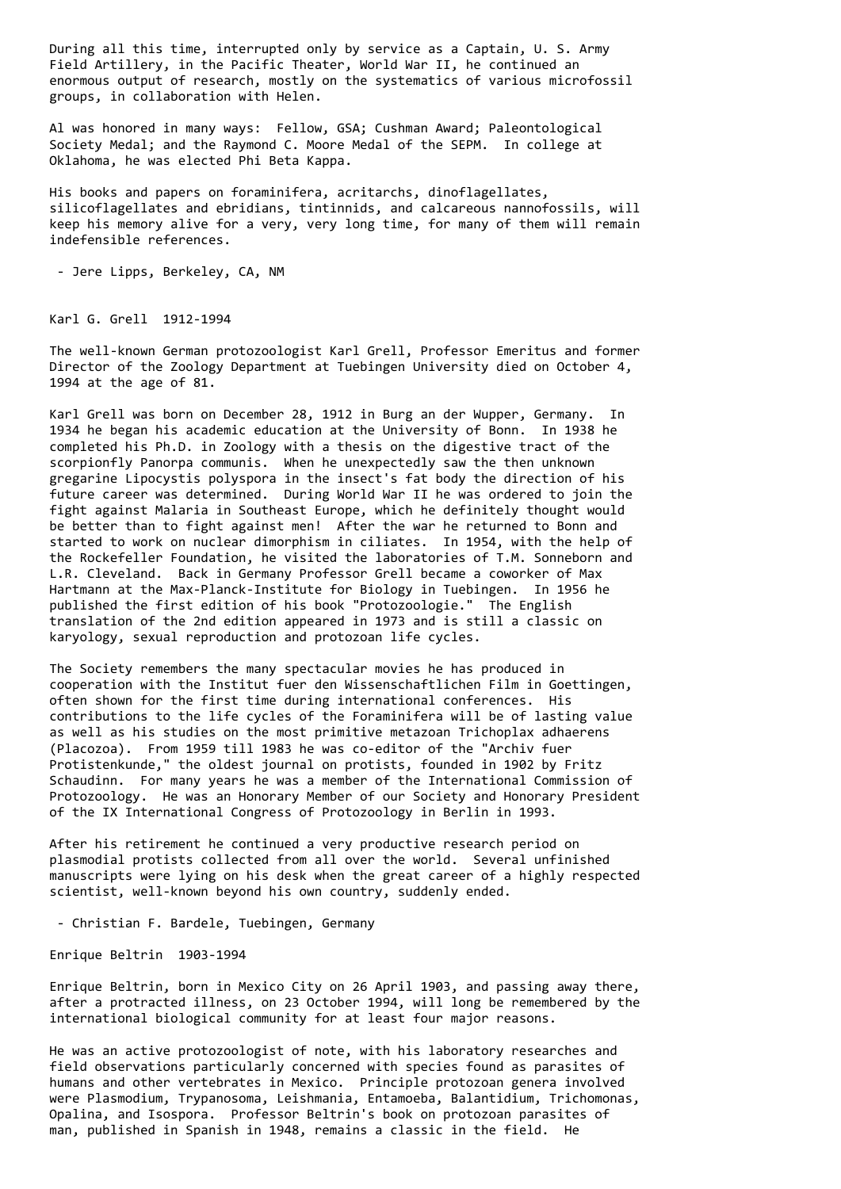During all this time, interrupted only by service as a Captain, U. S. Army Field Artillery, in the Pacific Theater, World War II, he continued an enormous output of research, mostly on the systematics of various microfossil groups, in collaboration with Helen.

Al was honored in many ways: Fellow, GSA; Cushman Award; Paleontological Society Medal; and the Raymond C. Moore Medal of the SEPM. In college at Oklahoma, he was elected Phi Beta Kappa.

His books and papers on foraminifera, acritarchs, dinoflagellates, silicoflagellates and ebridians, tintinnids, and calcareous nannofossils, will keep his memory alive for a very, very long time, for many of them will remain indefensible references.

- Jere Lipps, Berkeley, CA, NM

## Karl G. Grell 1912-1994

The well-known German protozoologist Karl Grell, Professor Emeritus and former Director of the Zoology Department at Tuebingen University died on October 4, 1994 at the age of 81.

Karl Grell was born on December 28, 1912 in Burg an der Wupper, Germany. In 1934 he began his academic education at the University of Bonn. In 1938 he completed his Ph.D. in Zoology with a thesis on the digestive tract of the scorpionfly Panorpa communis. When he unexpectedly saw the then unknown gregarine Lipocystis polyspora in the insect's fat body the direction of his future career was determined. During World War II he was ordered to join the fight against Malaria in Southeast Europe, which he definitely thought would be better than to fight against men! After the war he returned to Bonn and started to work on nuclear dimorphism in ciliates. In 1954, with the help of the Rockefeller Foundation, he visited the laboratories of T.M. Sonneborn and L.R. Cleveland. Back in Germany Professor Grell became a coworker of Max Hartmann at the Max-Planck-Institute for Biology in Tuebingen. In 1956 he published the first edition of his book "Protozoologie." The English translation of the 2nd edition appeared in 1973 and is still a classic on karyology, sexual reproduction and protozoan life cycles.

The Society remembers the many spectacular movies he has produced in cooperation with the Institut fuer den Wissenschaftlichen Film in Goettingen, often shown for the first time during international conferences. His contributions to the life cycles of the Foraminifera will be of lasting value as well as his studies on the most primitive metazoan Trichoplax adhaerens (Placozoa). From 1959 till 1983 he was co-editor of the "Archiv fuer Protistenkunde," the oldest journal on protists, founded in 1902 by Fritz Schaudinn. For many years he was a member of the International Commission of Protozoology. He was an Honorary Member of our Society and Honorary President of the IX International Congress of Protozoology in Berlin in 1993.

After his retirement he continued a very productive research period on plasmodial protists collected from all over the world. Several unfinished manuscripts were lying on his desk when the great career of a highly respected scientist, well-known beyond his own country, suddenly ended.

- Christian F. Bardele, Tuebingen, Germany

## Enrique Beltrin 1903-1994

Enrique Beltrin, born in Mexico City on 26 April 1903, and passing away there, after a protracted illness, on 23 October 1994, will long be remembered by the international biological community for at least four major reasons.

He was an active protozoologist of note, with his laboratory researches and field observations particularly concerned with species found as parasites of humans and other vertebrates in Mexico. Principle protozoan genera involved were Plasmodium, Trypanosoma, Leishmania, Entamoeba, Balantidium, Trichomonas, Opalina, and Isospora. Professor Beltrin's book on protozoan parasites of man, published in Spanish in 1948, remains a classic in the field. He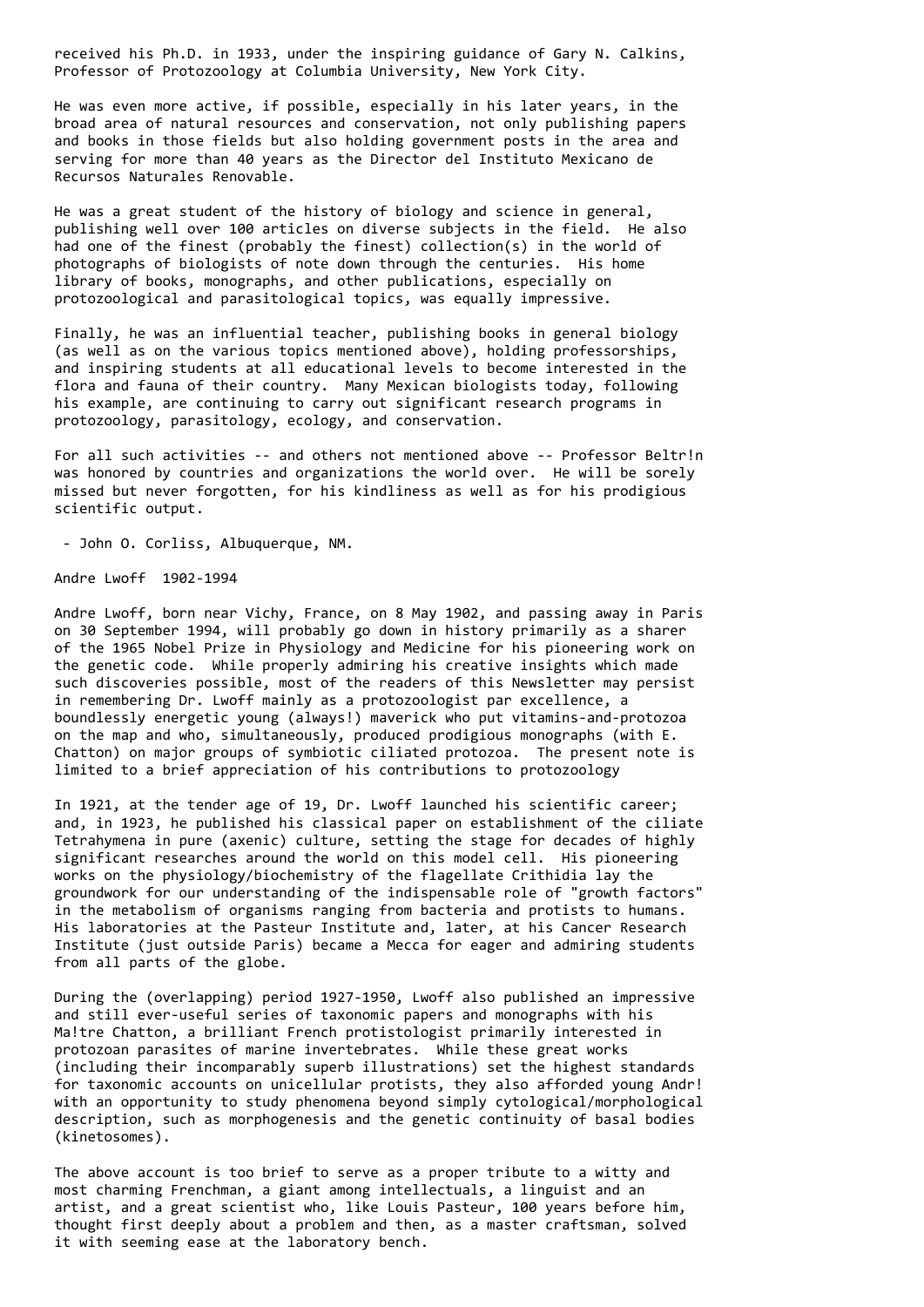received his Ph.D. in 1933, under the inspiring guidance of Gary N. Calkins, Professor of Protozoology at Columbia University, New York City.

He was even more active, if possible, especially in his later years, in the broad area of natural resources and conservation, not only publishing papers and books in those fields but also holding government posts in the area and serving for more than 40 years as the Director del Instituto Mexicano de Recursos Naturales Renovable.

He was a great student of the history of biology and science in general, publishing well over 100 articles on diverse subjects in the field. He also had one of the finest (probably the finest) collection(s) in the world of photographs of biologists of note down through the centuries. His home library of books, monographs, and other publications, especially on protozoological and parasitological topics, was equally impressive.

Finally, he was an influential teacher, publishing books in general biology (as well as on the various topics mentioned above), holding professorships, and inspiring students at all educational levels to become interested in the flora and fauna of their country. Many Mexican biologists today, following his example, are continuing to carry out significant research programs in protozoology, parasitology, ecology, and conservation.

For all such activities -- and others not mentioned above -- Professor Beltr!n was honored by countries and organizations the world over. He will be sorely missed but never forgotten, for his kindliness as well as for his prodigious scientific output.

- John O. Corliss, Albuquerque, NM.

## Andre Lwoff 1902-1994

Andre Lwoff, born near Vichy, France, on 8 May 1902, and passing away in Paris on 30 September 1994, will probably go down in history primarily as a sharer of the 1965 Nobel Prize in Physiology and Medicine for his pioneering work on the genetic code. While properly admiring his creative insights which made such discoveries possible, most of the readers of this Newsletter may persist in remembering Dr. Lwoff mainly as a protozoologist par excellence, a boundlessly energetic young (always!) maverick who put vitamins-and-protozoa on the map and who, simultaneously, produced prodigious monographs (with E. Chatton) on major groups of symbiotic ciliated protozoa. The present note is limited to a brief appreciation of his contributions to protozoology

In 1921, at the tender age of 19, Dr. Lwoff launched his scientific career; and, in 1923, he published his classical paper on establishment of the ciliate Tetrahymena in pure (axenic) culture, setting the stage for decades of highly significant researches around the world on this model cell. His pioneering works on the physiology/biochemistry of the flagellate Crithidia lay the groundwork for our understanding of the indispensable role of "growth factors" in the metabolism of organisms ranging from bacteria and protists to humans. His laboratories at the Pasteur Institute and, later, at his Cancer Research Institute (just outside Paris) became a Mecca for eager and admiring students from all parts of the globe.

During the (overlapping) period 1927-1950, Lwoff also published an impressive and still ever-useful series of taxonomic papers and monographs with his Ma!tre Chatton, a brilliant French protistologist primarily interested in protozoan parasites of marine invertebrates. While these great works (including their incomparably superb illustrations) set the highest standards for taxonomic accounts on unicellular protists, they also afforded young Andr! with an opportunity to study phenomena beyond simply cytological/morphological description, such as morphogenesis and the genetic continuity of basal bodies (kinetosomes).

The above account is too brief to serve as a proper tribute to a witty and most charming Frenchman, a giant among intellectuals, a linguist and an artist, and a great scientist who, like Louis Pasteur, 100 years before him, thought first deeply about a problem and then, as a master craftsman, solved it with seeming ease at the laboratory bench.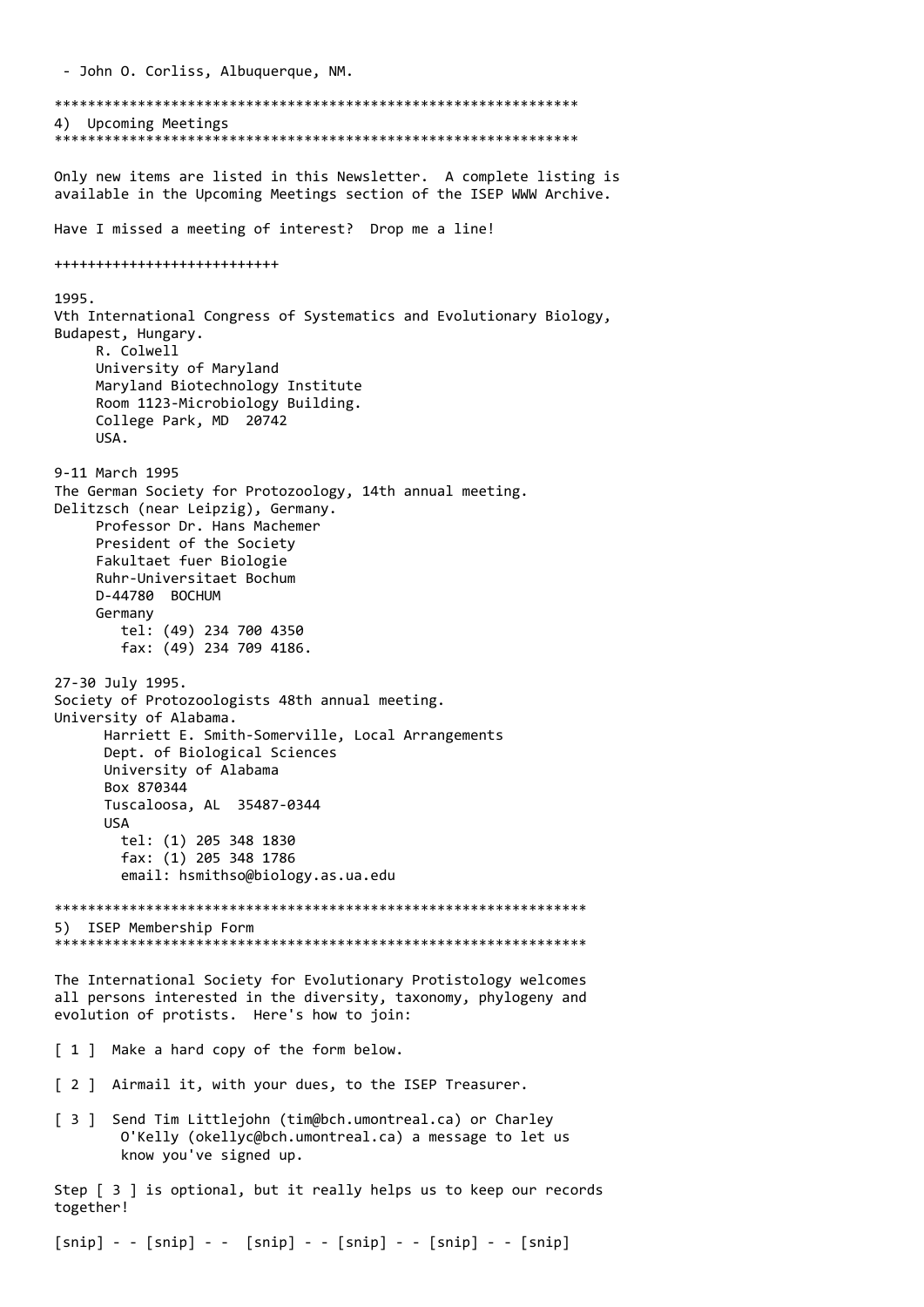- John O. Corliss, Albuquerque, NM.

*****************************************************************

## 4) Upcoming Meetings

*****************************************************************

Only new items are listed in this Newsletter. A complete listing is available in the Upcoming Meetings section of the ISEP WWW Archive.

Have I missed a meeting of interest? Drop me a line!

+++++++++++++++++++++++++++

1995.
Vth International Congress of Systematics and Evolutionary Biology, Budapest, Hungary.

R. Colwell
University of Maryland
Maryland Biotechnology Institute
Room 1123-Microbiology Building.
College Park, MD 20742
USA.

9-11 March 1995
The German Society for Protozoology, 14th annual meeting.
Delitzsch (near Leipzig), Germany.

Professor Dr. Hans Machemer
President of the Society
Fakultaet fuer Biologie
Ruhr-Universitaet Bochum
D-44780 BOCHUM
Germany
tel: (49) 234 700 4350
fax: (49) 234 709 4186.

27-30 July 1995.
Society of Protozoologists 48th annual meeting.
University of Alabama.

Harriett E. Smith-Somerville, Local Arrangements
Dept. of Biological Sciences
University of Alabama
Box 870344
Tuscaloosa, AL 35487-0344
USA
tel: (1) 205 348 1830
fax: (1) 205 348 1786
email: hsmithso@biology.as.ua.edu

*****************************************************************

## 5) ISEP Membership Form

*****************************************************************

The International Society for Evolutionary Protistology welcomes all persons interested in the diversity, taxonomy, phylogeny and evolution of protists. Here's how to join:

[ 1 ] Make a hard copy of the form below.

[ 2 ] Airmail it, with your dues, to the ISEP Treasurer.

[ 3 ] Send Tim Littlejohn (tim@bch.umontreal.ca) or Charley O'Kelly (okellyc@bch.umontreal.ca) a message to let us know you've signed up.

Step [ 3 ] is optional, but it really helps us to keep our records together!

[snip] - - [snip] - - [snip] - - [snip] - - [snip] - - [snip]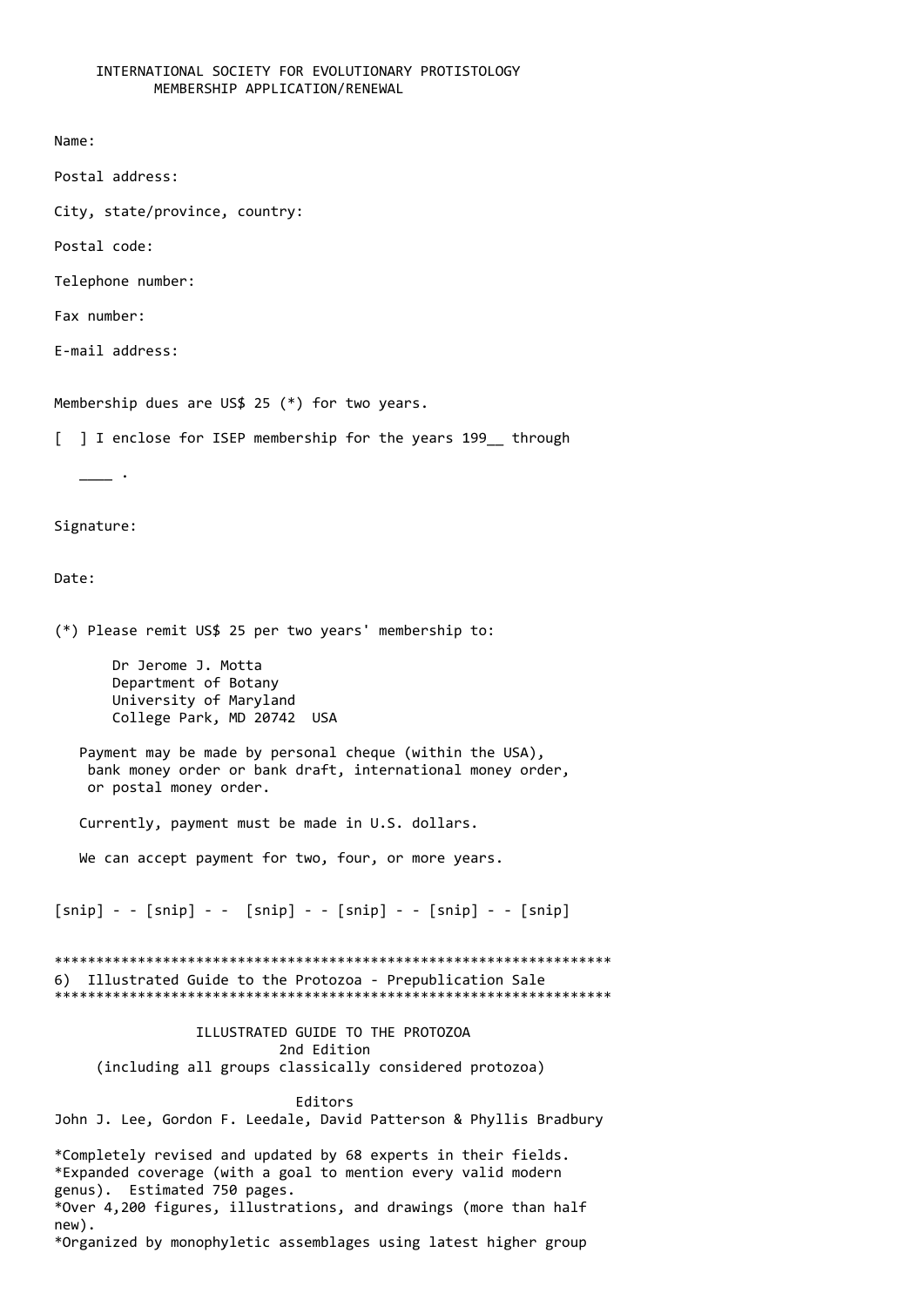INTERNATIONAL SOCIETY FOR EVOLUTIONARY PROTISTOLOGY
MEMBERSHIP APPLICATION/RENEWAL

Name:

Postal address:

City, state/province, country:

Postal code:

Telephone number:

Fax number:

E-mail address:

Membership dues are US$ 25 (*) for two years.

[  ] I enclose for ISEP membership for the years 199__ through

____ .

Signature:

Date:

(*) Please remit US$ 25 per two years' membership to:

Dr Jerome J. Motta
Department of Botany
University of Maryland
College Park, MD 20742  USA

Payment may be made by personal cheque (within the USA), bank money order or bank draft, international money order, or postal money order.

Currently, payment must be made in U.S. dollars.

We can accept payment for two, four, or more years.

[snip] - - [snip] - -  [snip] - - [snip] - - [snip] - - [snip]

*****************************************************************
6)  Illustrated Guide to the Protozoa - Prepublication Sale
*****************************************************************

ILLUSTRATED GUIDE TO THE PROTOZOA
2nd Edition
(including all groups classically considered protozoa)

Editors
John J. Lee, Gordon F. Leedale, David Patterson & Phyllis Bradbury

*Completely revised and updated by 68 experts in their fields.
*Expanded coverage (with a goal to mention every valid modern genus).  Estimated 750 pages.
*Over 4,200 figures, illustrations, and drawings (more than half new).
*Organized by monophyletic assemblages using latest higher group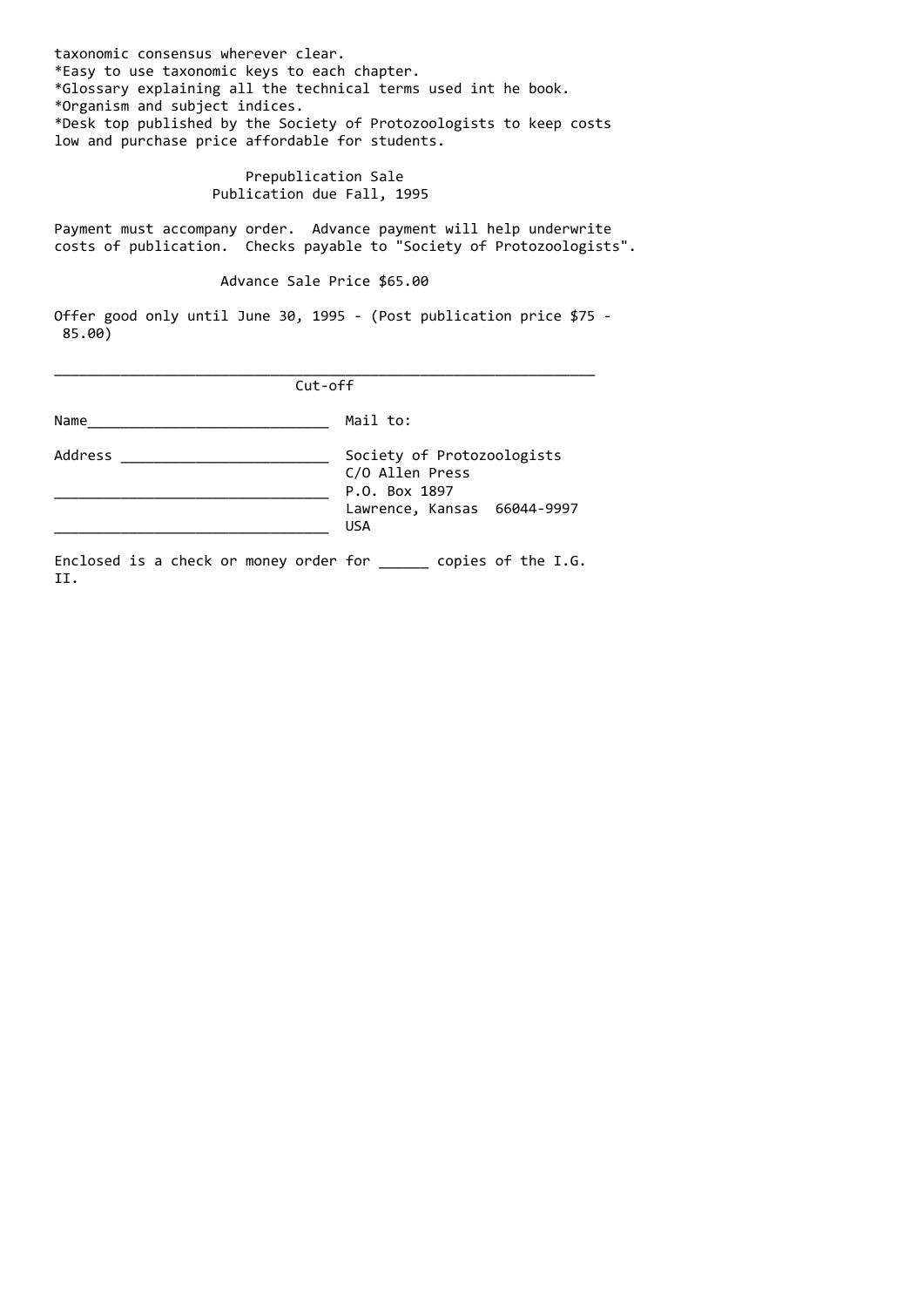taxonomic consensus wherever clear.
*Easy to use taxonomic keys to each chapter.
*Glossary explaining all the technical terms used int he book.
*Organism and subject indices.
*Desk top published by the Society of Protozoologists to keep costs low and purchase price affordable for students.

Prepublication Sale
Publication due Fall, 1995

Payment must accompany order. Advance payment will help underwrite costs of publication. Checks payable to "Society of Protozoologists".

Advance Sale Price $65.00

Offer good only until June 30, 1995 - (Post publication price $75 - 85.00)

---

Cut-off

Name____________________________

Address ________________________

________________________________

________________________________

Mail to:

Society of Protozoologists
C/O Allen Press
P.O. Box 1897
Lawrence, Kansas 66044-9997
USA

Enclosed is a check or money order for ______ copies of the I.G. II.